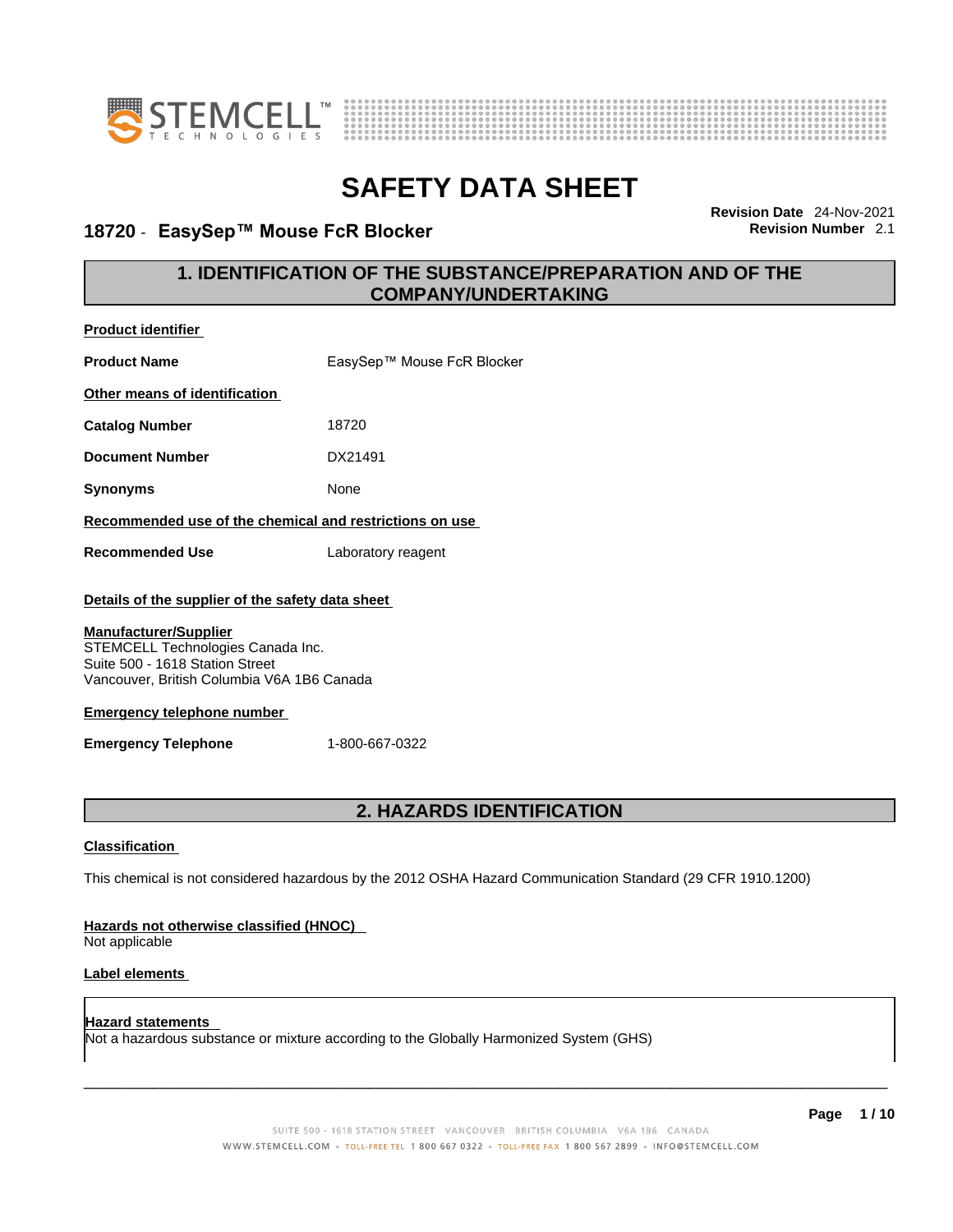# SAFETY DATA SHEET

**18720 - EasySep™ Mouse FcR Blocker**

**Revision Date** 24-Nov-2021
**Revision Number** 2.1

## 1. IDENTIFICATION OF THE SUBSTANCE/PREPARATION AND OF THE COMPANY/UNDERTAKING

**Product identifier**

| | |
|---|---|
| **Product Name** | EasySep™ Mouse FcR Blocker |

**Other means of identification**

| | |
|---|---|
| **Catalog Number** | 18720 |
| **Document Number** | DX21491 |
| **Synonyms** | None |

**Recommended use of the chemical and restrictions on use**

| | |
|---|---|
| **Recommended Use** | Laboratory reagent |

**Details of the supplier of the safety data sheet**

**Manufacturer/Supplier**
STEMCELL Technologies Canada Inc.
Suite 500 - 1618 Station Street
Vancouver, British Columbia V6A 1B6 Canada

**Emergency telephone number**

| | |
|---|---|
| **Emergency Telephone** | 1-800-667-0322 |

## 2. HAZARDS IDENTIFICATION

**Classification**

This chemical is not considered hazardous by the 2012 OSHA Hazard Communication Standard (29 CFR 1910.1200)

**Hazards not otherwise classified (HNOC)**
Not applicable

**Label elements**

**Hazard statements**
Not a hazardous substance or mixture according to the Globally Harmonized System (GHS)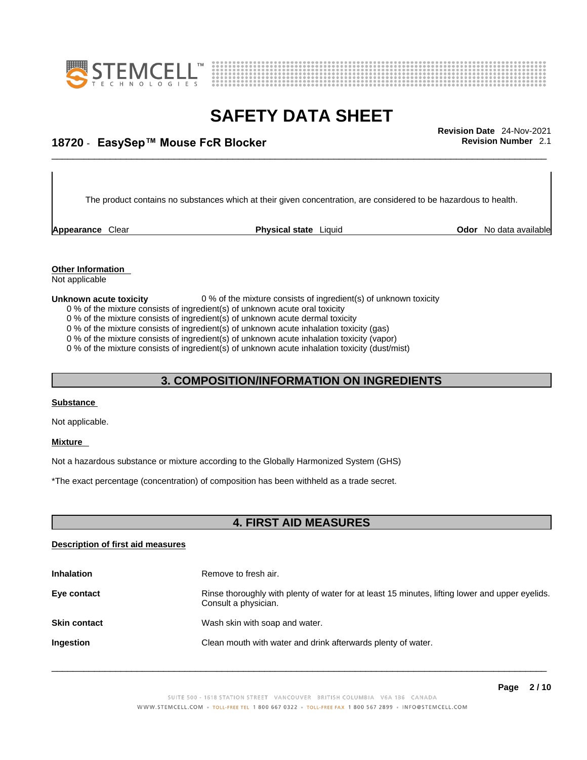The product contains no substances which at their given concentration, are considered to be hazardous to health.

**Appearance** Clear **Physical state** Liquid **Odor** No data available

**Other Information**
Not applicable

**Unknown acute toxicity** 0 % of the mixture consists of ingredient(s) of unknown toxicity
0 % of the mixture consists of ingredient(s) of unknown acute oral toxicity
0 % of the mixture consists of ingredient(s) of unknown acute dermal toxicity
0 % of the mixture consists of ingredient(s) of unknown acute inhalation toxicity (gas)
0 % of the mixture consists of ingredient(s) of unknown acute inhalation toxicity (vapor)
0 % of the mixture consists of ingredient(s) of unknown acute inhalation toxicity (dust/mist)

## 3. COMPOSITION/INFORMATION ON INGREDIENTS

**Substance**

Not applicable.

**Mixture**

Not a hazardous substance or mixture according to the Globally Harmonized System (GHS)

*The exact percentage (concentration) of composition has been withheld as a trade secret.

## 4. FIRST AID MEASURES

**Description of first aid measures**

| | |
|---|---|
| **Inhalation** | Remove to fresh air. |
| **Eye contact** | Rinse thoroughly with plenty of water for at least 15 minutes, lifting lower and upper eyelids. Consult a physician. |
| **Skin contact** | Wash skin with soap and water. |
| **Ingestion** | Clean mouth with water and drink afterwards plenty of water. |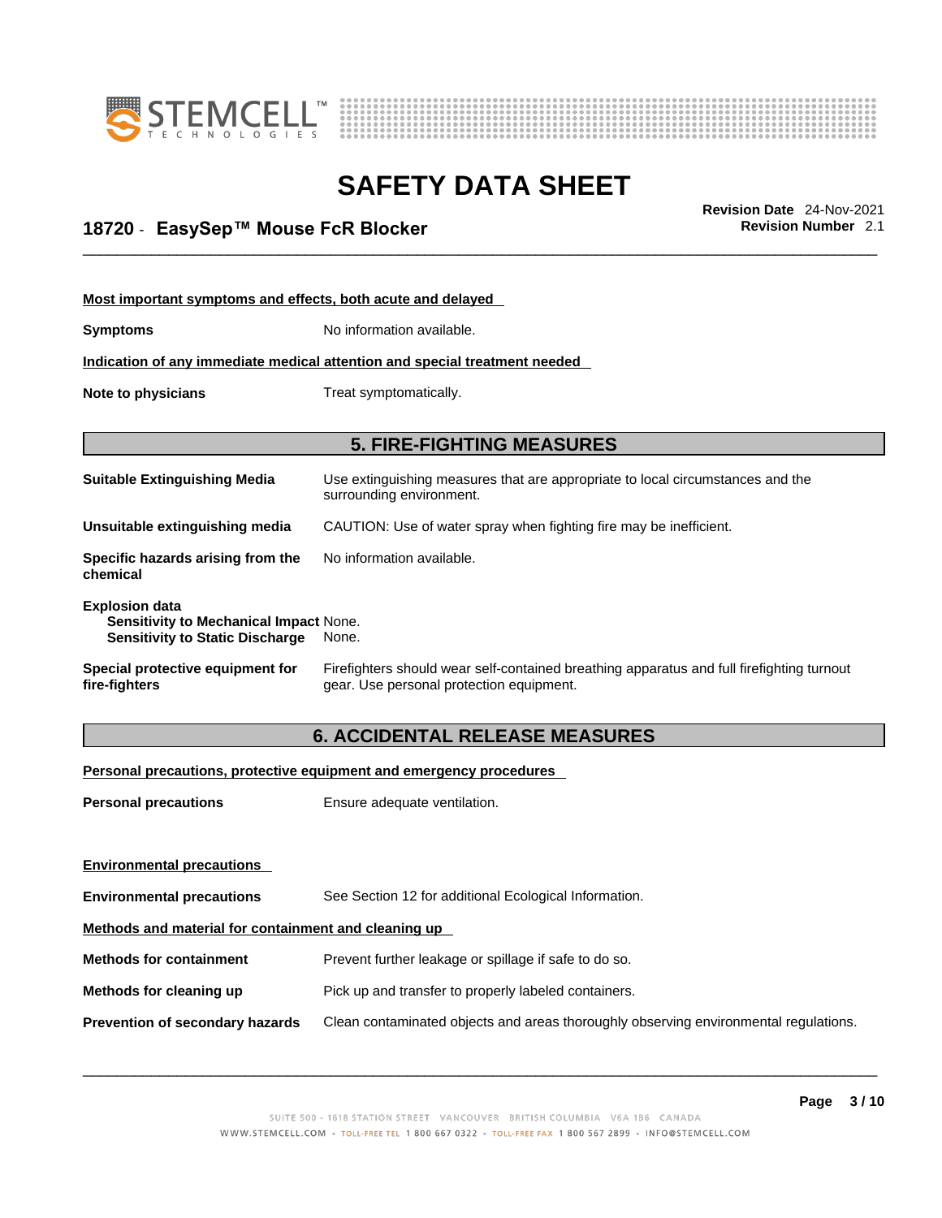#### Most important symptoms and effects, both acute and delayed

**Symptoms** No information available.

#### Indication of any immediate medical attention and special treatment needed

**Note to physicians** Treat symptomatically.

## 5. FIRE-FIGHTING MEASURES

**Suitable Extinguishing Media** Use extinguishing measures that are appropriate to local circumstances and the surrounding environment.

**Unsuitable extinguishing media** CAUTION: Use of water spray when fighting fire may be inefficient.

**Specific hazards arising from the chemical** No information available.

**Explosion data**
- **Sensitivity to Mechanical Impact** None.
- **Sensitivity to Static Discharge** None.

**Special protective equipment for fire-fighters** Firefighters should wear self-contained breathing apparatus and full firefighting turnout gear. Use personal protection equipment.

## 6. ACCIDENTAL RELEASE MEASURES

#### Personal precautions, protective equipment and emergency procedures

**Personal precautions** Ensure adequate ventilation.

#### Environmental precautions

**Environmental precautions** See Section 12 for additional Ecological Information.

#### Methods and material for containment and cleaning up

**Methods for containment** Prevent further leakage or spillage if safe to do so.

**Methods for cleaning up** Pick up and transfer to properly labeled containers.

**Prevention of secondary hazards** Clean contaminated objects and areas thoroughly observing environmental regulations.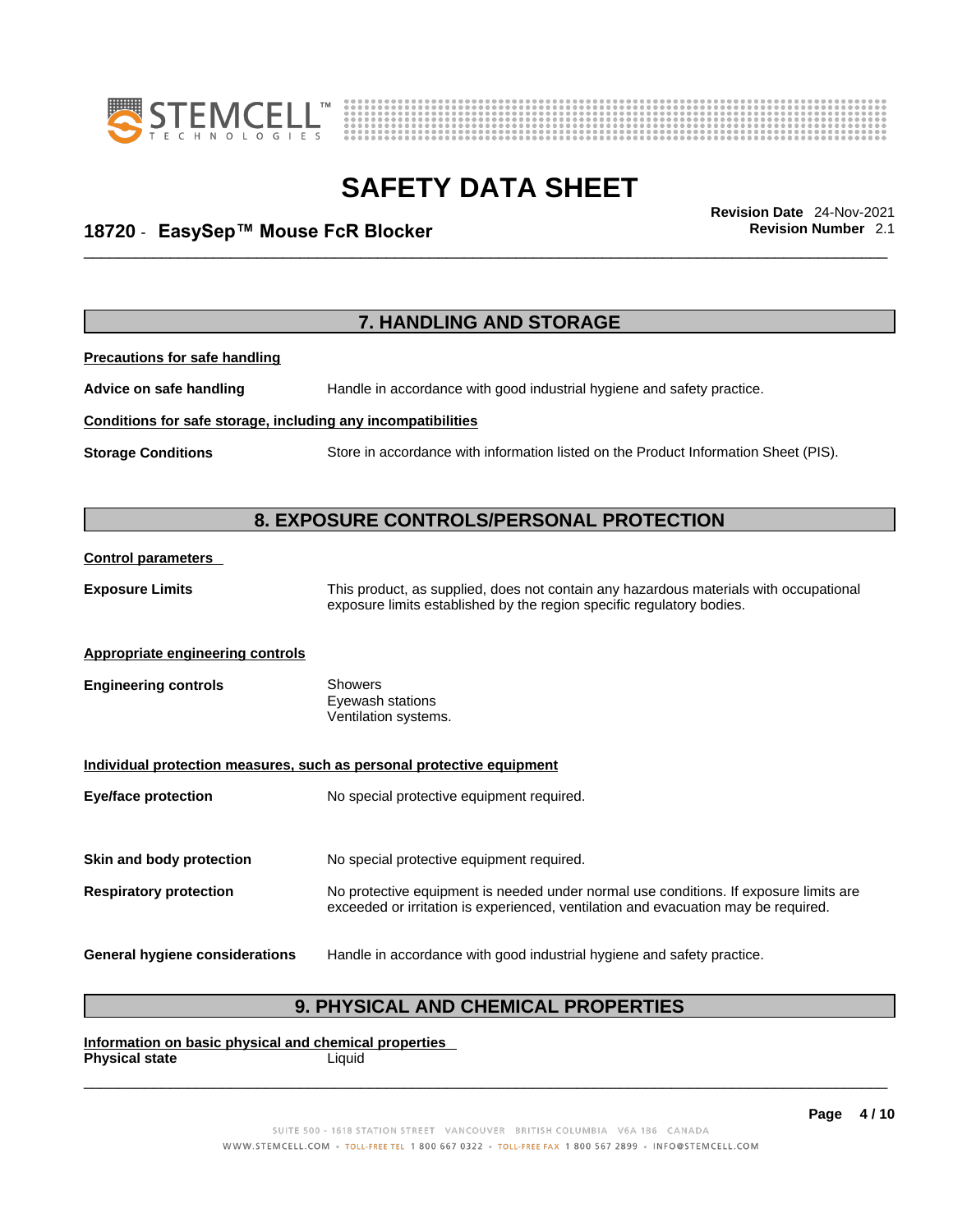## 7. HANDLING AND STORAGE

**Precautions for safe handling**

**Advice on safe handling** Handle in accordance with good industrial hygiene and safety practice.

**Conditions for safe storage, including any incompatibilities**

**Storage Conditions** Store in accordance with information listed on the Product Information Sheet (PIS).

## 8. EXPOSURE CONTROLS/PERSONAL PROTECTION

**Control parameters**

**Exposure Limits** This product, as supplied, does not contain any hazardous materials with occupational exposure limits established by the region specific regulatory bodies.

**Appropriate engineering controls**

**Engineering controls**
- Showers
- Eyewash stations
- Ventilation systems.

**Individual protection measures, such as personal protective equipment**

**Eye/face protection** No special protective equipment required.

**Skin and body protection** No special protective equipment required.

**Respiratory protection** No protective equipment is needed under normal use conditions. If exposure limits are exceeded or irritation is experienced, ventilation and evacuation may be required.

**General hygiene considerations** Handle in accordance with good industrial hygiene and safety practice.

## 9. PHYSICAL AND CHEMICAL PROPERTIES

**Information on basic physical and chemical properties**

**Physical state** Liquid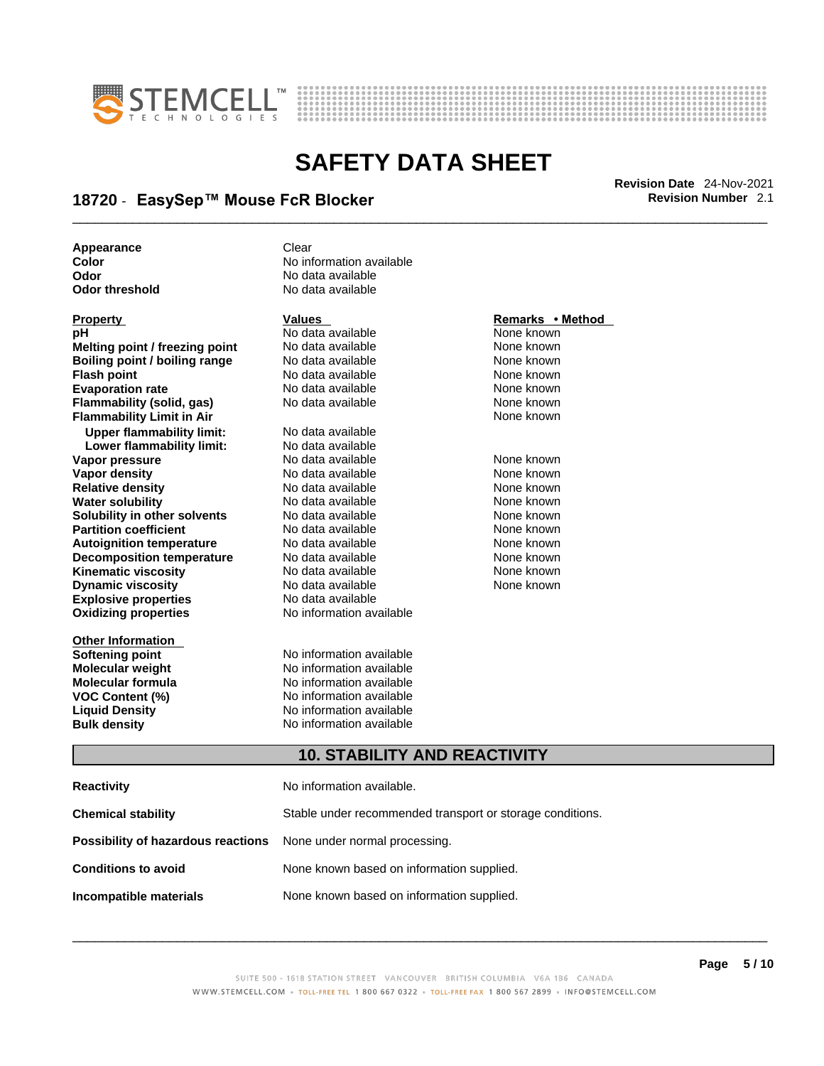# SAFETY DATA SHEET

**18720 - EasySep™ Mouse FcR Blocker**

**Revision Date** 24-Nov-2021
**Revision Number** 2.1

| | |
|---|---|
| **Appearance** | Clear |
| **Color** | No information available |
| **Odor** | No data available |
| **Odor threshold** | No data available |

| Property | Values | Remarks • Method |
|---|---|---|
| **pH** | No data available | None known |
| **Melting point / freezing point** | No data available | None known |
| **Boiling point / boiling range** | No data available | None known |
| **Flash point** | No data available | None known |
| **Evaporation rate** | No data available | None known |
| **Flammability (solid, gas)** | No data available | None known |
| **Flammability Limit in Air** | | None known |
| **Upper flammability limit:** | No data available | |
| **Lower flammability limit:** | No data available | |
| **Vapor pressure** | No data available | None known |
| **Vapor density** | No data available | None known |
| **Relative density** | No data available | None known |
| **Water solubility** | No data available | None known |
| **Solubility in other solvents** | No data available | None known |
| **Partition coefficient** | No data available | None known |
| **Autoignition temperature** | No data available | None known |
| **Decomposition temperature** | No data available | None known |
| **Kinematic viscosity** | No data available | None known |
| **Dynamic viscosity** | No data available | None known |
| **Explosive properties** | No data available | |
| **Oxidizing properties** | No information available | |

| Other Information | |
|---|---|
| **Softening point** | No information available |
| **Molecular weight** | No information available |
| **Molecular formula** | No information available |
| **VOC Content (%)** | No information available |
| **Liquid Density** | No information available |
| **Bulk density** | No information available |

## 10. STABILITY AND REACTIVITY

| | |
|---|---|
| **Reactivity** | No information available. |
| **Chemical stability** | Stable under recommended transport or storage conditions. |
| **Possibility of hazardous reactions** | None under normal processing. |
| **Conditions to avoid** | None known based on information supplied. |
| **Incompatible materials** | None known based on information supplied. |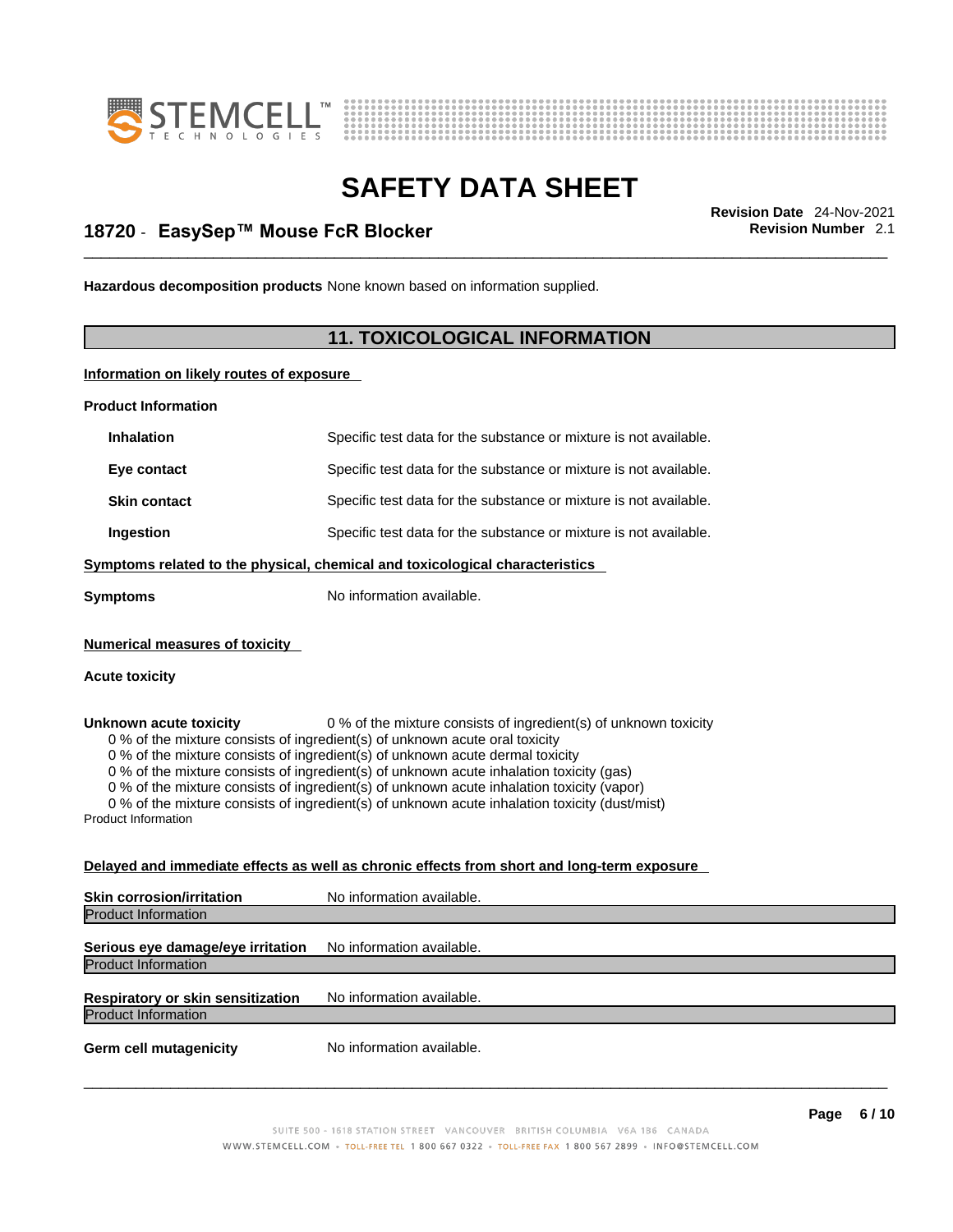**Hazardous decomposition products** None known based on information supplied.

## 11. TOXICOLOGICAL INFORMATION

**Information on likely routes of exposure**

**Product Information**

| | |
|---|---|
| **Inhalation** | Specific test data for the substance or mixture is not available. |
| **Eye contact** | Specific test data for the substance or mixture is not available. |
| **Skin contact** | Specific test data for the substance or mixture is not available. |
| **Ingestion** | Specific test data for the substance or mixture is not available. |

**Symptoms related to the physical, chemical and toxicological characteristics**

**Symptoms** No information available.

**Numerical measures of toxicity**

**Acute toxicity**

**Unknown acute toxicity** 0 % of the mixture consists of ingredient(s) of unknown toxicity

0 % of the mixture consists of ingredient(s) of unknown acute oral toxicity
0 % of the mixture consists of ingredient(s) of unknown acute dermal toxicity
0 % of the mixture consists of ingredient(s) of unknown acute inhalation toxicity (gas)
0 % of the mixture consists of ingredient(s) of unknown acute inhalation toxicity (vapor)
0 % of the mixture consists of ingredient(s) of unknown acute inhalation toxicity (dust/mist)

Product Information

**Delayed and immediate effects as well as chronic effects from short and long-term exposure**

**Skin corrosion/irritation** No information available.
Product Information

**Serious eye damage/eye irritation** No information available.
Product Information

**Respiratory or skin sensitization** No information available.
Product Information

**Germ cell mutagenicity** No information available.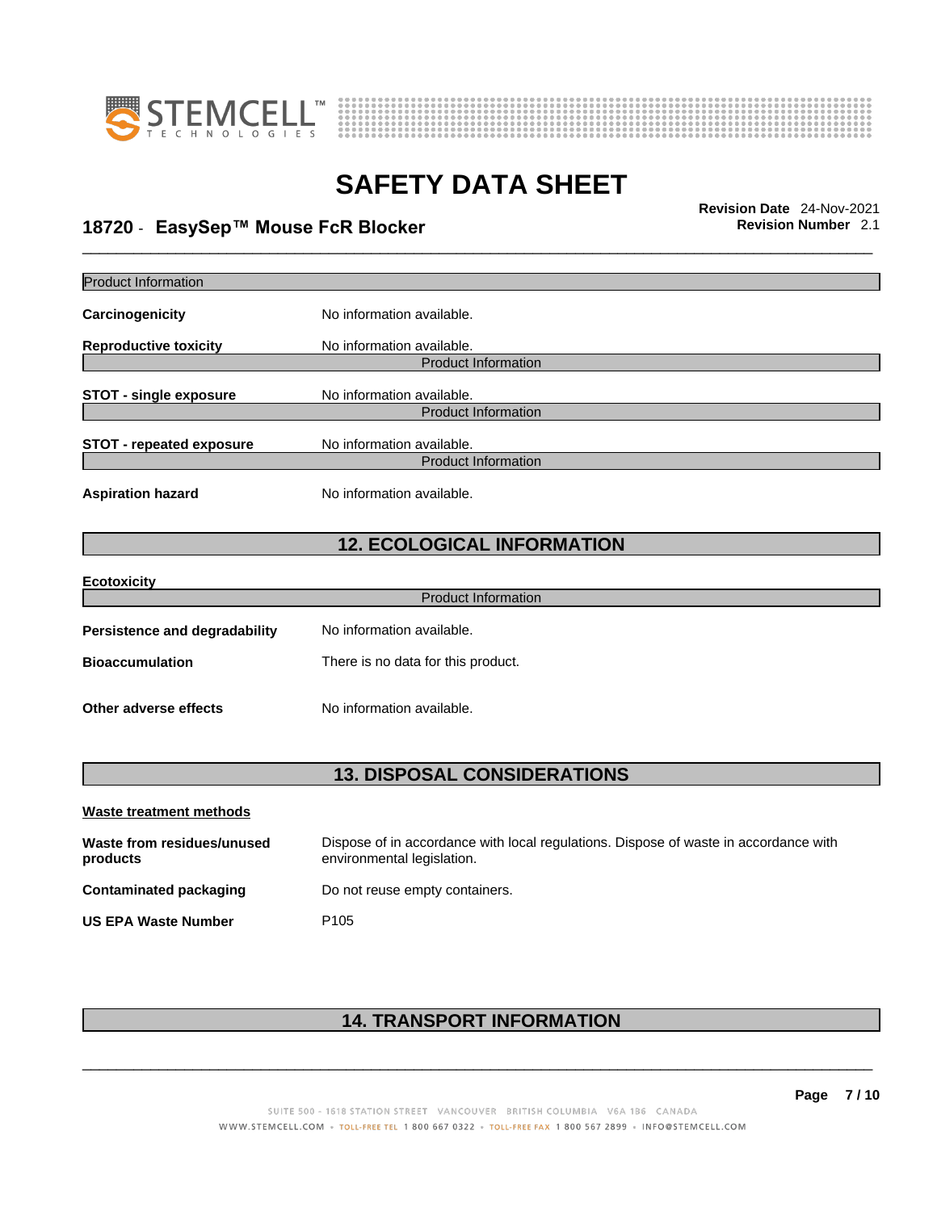Product Information

**Carcinogenicity** No information available.

**Reproductive toxicity** No information available.

Product Information

**STOT - single exposure** No information available.

Product Information

**STOT - repeated exposure** No information available.

Product Information

**Aspiration hazard** No information available.

## 12. ECOLOGICAL INFORMATION

**Ecotoxicity**

Product Information

**Persistence and degradability** No information available.

**Bioaccumulation** There is no data for this product.

**Other adverse effects** No information available.

## 13. DISPOSAL CONSIDERATIONS

**Waste treatment methods**

**Waste from residues/unused products** Dispose of in accordance with local regulations. Dispose of waste in accordance with environmental legislation.

**Contaminated packaging** Do not reuse empty containers.

**US EPA Waste Number** P105

## 14. TRANSPORT INFORMATION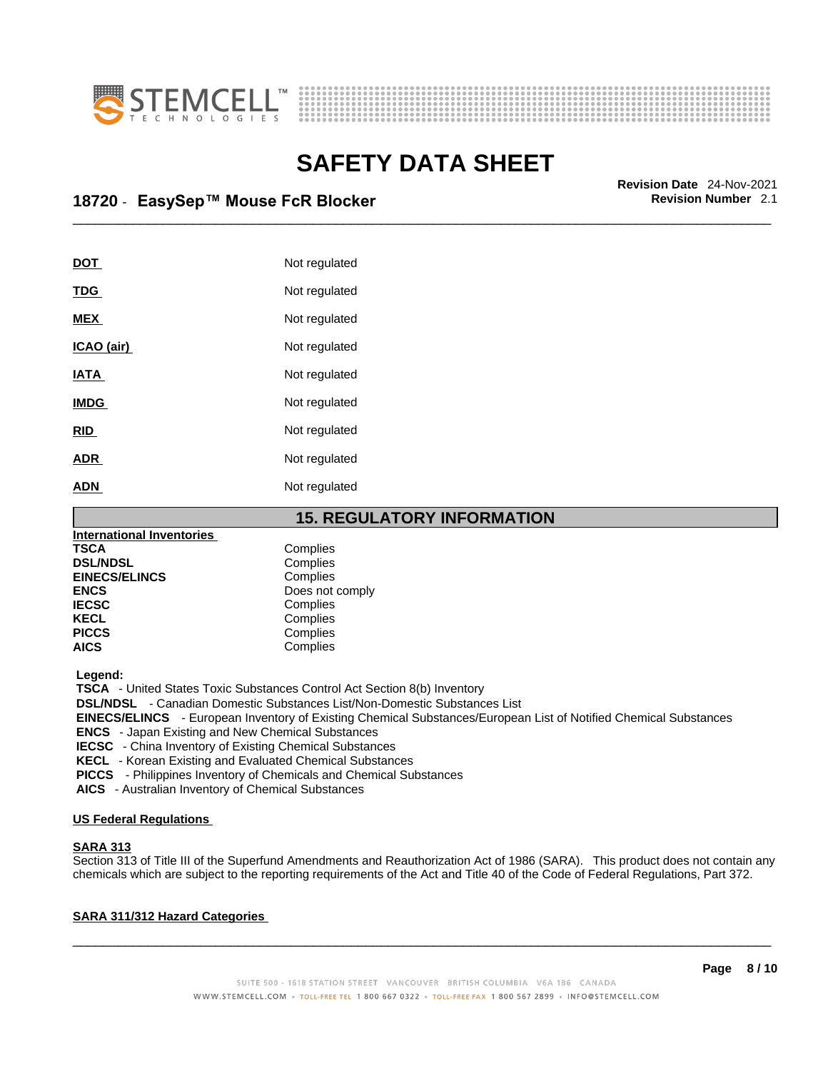| | |
|---|---|
| **DOT** | Not regulated |
| **TDG** | Not regulated |
| **MEX** | Not regulated |
| **ICAO (air)** | Not regulated |
| **IATA** | Not regulated |
| **IMDG** | Not regulated |
| **RID** | Not regulated |
| **ADR** | Not regulated |
| **ADN** | Not regulated |

## 15. REGULATORY INFORMATION

**International Inventories**

| | |
|---|---|
| **TSCA** | Complies |
| **DSL/NDSL** | Complies |
| **EINECS/ELINCS** | Complies |
| **ENCS** | Does not comply |
| **IECSC** | Complies |
| **KECL** | Complies |
| **PICCS** | Complies |
| **AICS** | Complies |

**Legend:**

**TSCA** - United States Toxic Substances Control Act Section 8(b) Inventory
**DSL/NDSL** - Canadian Domestic Substances List/Non-Domestic Substances List
**EINECS/ELINCS** - European Inventory of Existing Chemical Substances/European List of Notified Chemical Substances
**ENCS** - Japan Existing and New Chemical Substances
**IECSC** - China Inventory of Existing Chemical Substances
**KECL** - Korean Existing and Evaluated Chemical Substances
**PICCS** - Philippines Inventory of Chemicals and Chemical Substances
**AICS** - Australian Inventory of Chemical Substances

**US Federal Regulations**

**SARA 313**

Section 313 of Title III of the Superfund Amendments and Reauthorization Act of 1986 (SARA). This product does not contain any chemicals which are subject to the reporting requirements of the Act and Title 40 of the Code of Federal Regulations, Part 372.

**SARA 311/312 Hazard Categories**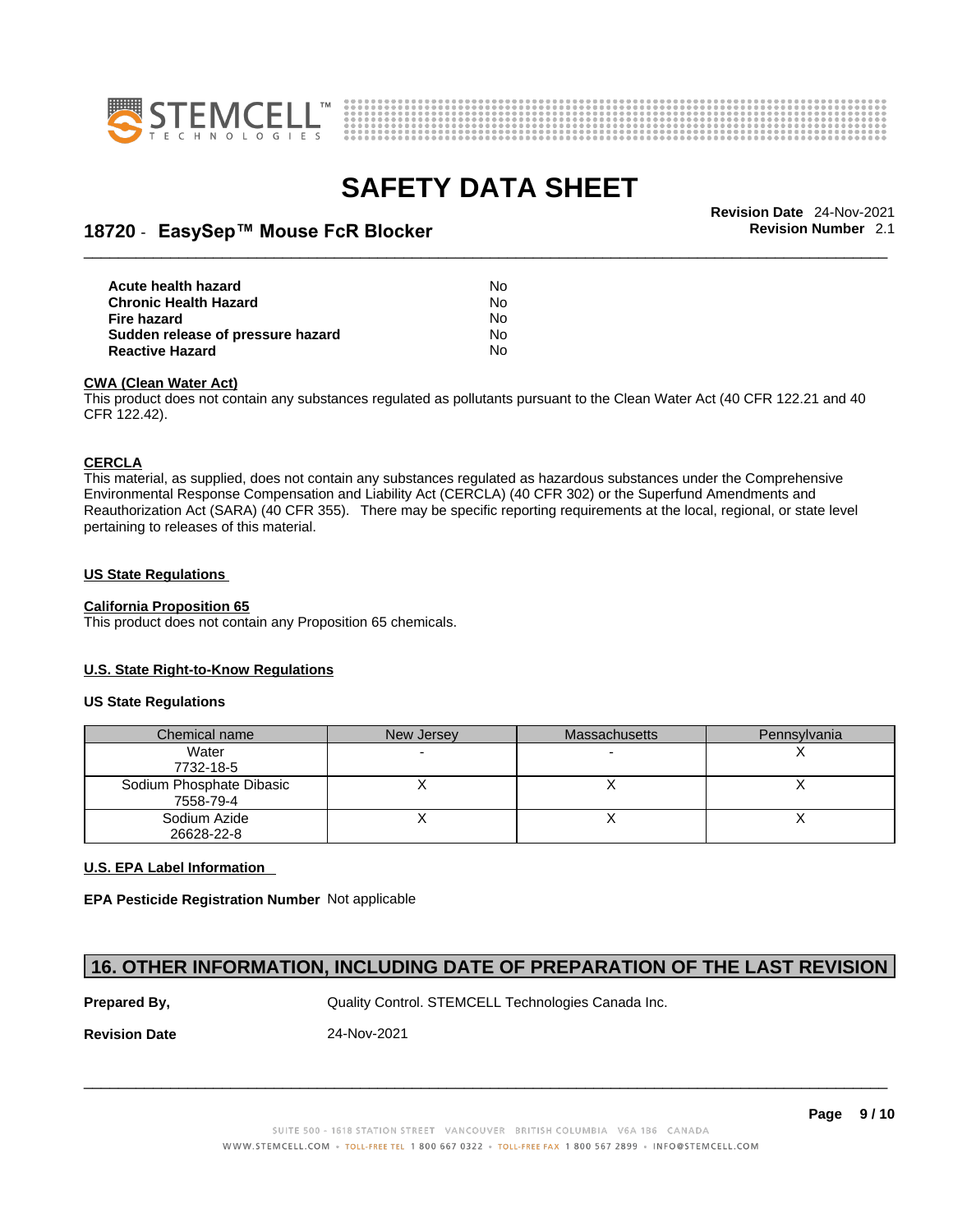| | |
|---|---|
| **Acute health hazard** | No |
| **Chronic Health Hazard** | No |
| **Fire hazard** | No |
| **Sudden release of pressure hazard** | No |
| **Reactive Hazard** | No |

**CWA (Clean Water Act)**

This product does not contain any substances regulated as pollutants pursuant to the Clean Water Act (40 CFR 122.21 and 40 CFR 122.42).

**CERCLA**

This material, as supplied, does not contain any substances regulated as hazardous substances under the Comprehensive Environmental Response Compensation and Liability Act (CERCLA) (40 CFR 302) or the Superfund Amendments and Reauthorization Act (SARA) (40 CFR 355). There may be specific reporting requirements at the local, regional, or state level pertaining to releases of this material.

**US State Regulations**

**California Proposition 65**

This product does not contain any Proposition 65 chemicals.

**U.S. State Right-to-Know Regulations**

**US State Regulations**

| Chemical name | New Jersey | Massachusetts | Pennsylvania |
|---|---|---|---|
| Water 7732-18-5 | - | - | X |
| Sodium Phosphate Dibasic 7558-79-4 | X | X | X |
| Sodium Azide 26628-22-8 | X | X | X |

**U.S. EPA Label Information**

**EPA Pesticide Registration Number** Not applicable

## 16. OTHER INFORMATION, INCLUDING DATE OF PREPARATION OF THE LAST REVISION

**Prepared By,** Quality Control. STEMCELL Technologies Canada Inc.

**Revision Date** 24-Nov-2021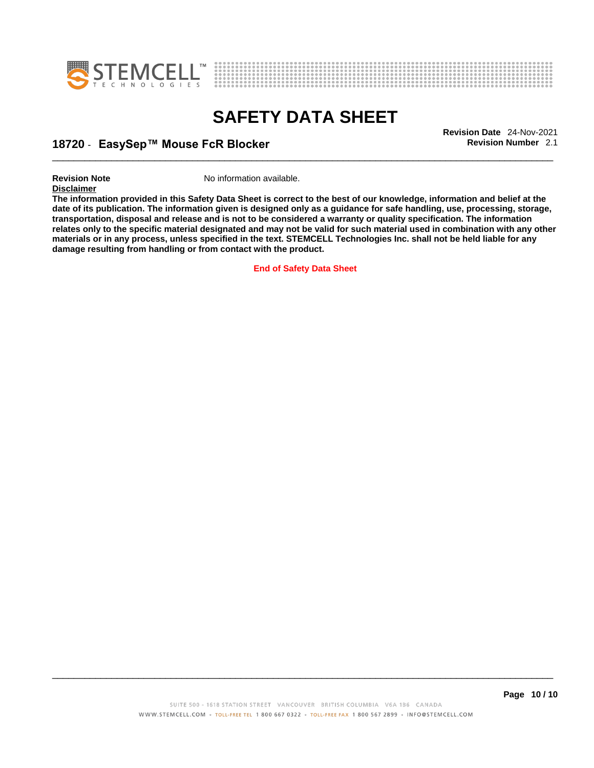**Revision Note** No information available.

**Disclaimer**

**The information provided in this Safety Data Sheet is correct to the best of our knowledge, information and belief at the date of its publication. The information given is designed only as a guidance for safe handling, use, processing, storage, transportation, disposal and release and is not to be considered a warranty or quality specification. The information relates only to the specific material designated and may not be valid for such material used in combination with any other materials or in any process, unless specified in the text. STEMCELL Technologies Inc. shall not be held liable for any damage resulting from handling or from contact with the product.**

**End of Safety Data Sheet**